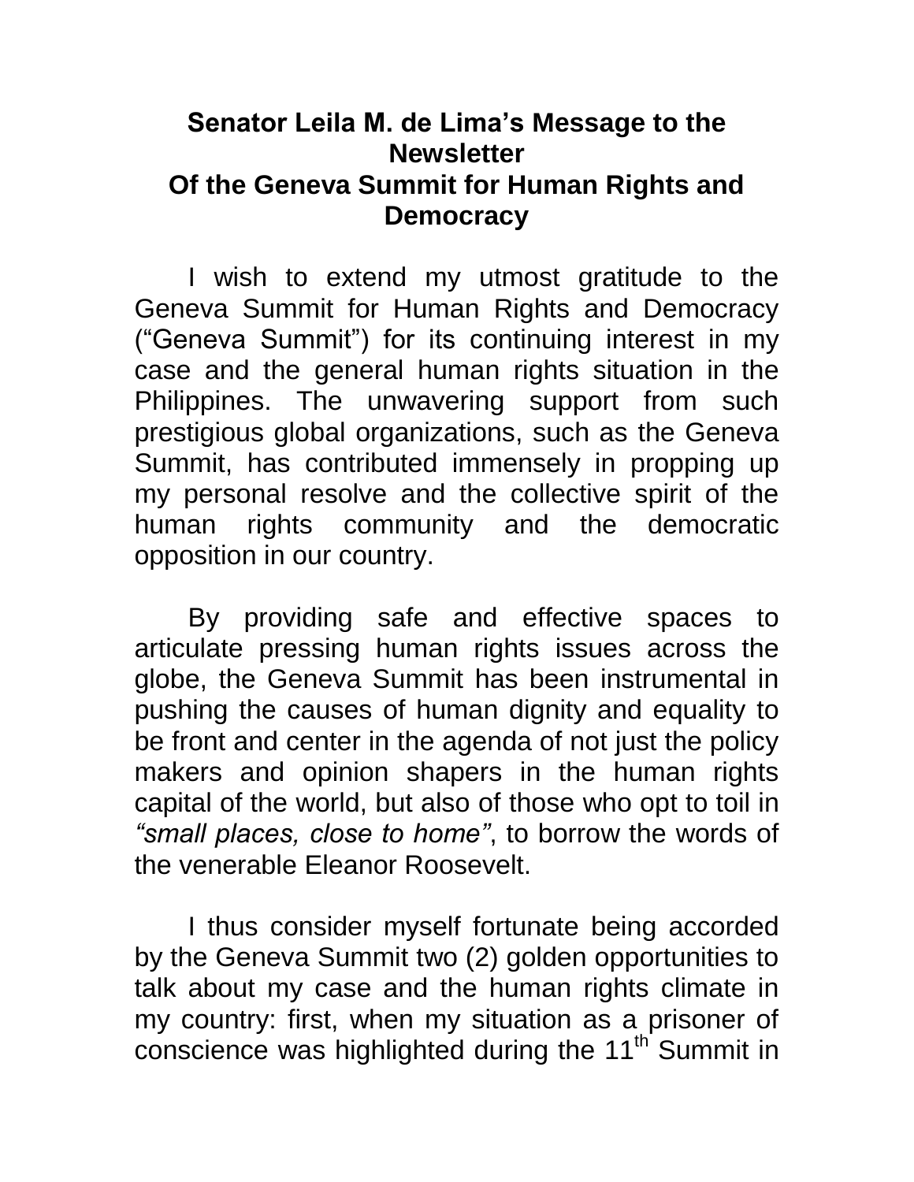# Senator Leila M. de Lima's Message to the Newsletter Of the Geneva Summit for Human Rights and Democracy

I wish to extend my utmost gratitude to the Geneva Summit for Human Rights and Democracy ("Geneva Summit") for its continuing interest in my case and the general human rights situation in the Philippines. The unwavering support from such prestigious global organizations, such as the Geneva Summit, has contributed immensely in propping up my personal resolve and the collective spirit of the human rights community and the democratic opposition in our country.

By providing safe and effective spaces to articulate pressing human rights issues across the globe, the Geneva Summit has been instrumental in pushing the causes of human dignity and equality to be front and center in the agenda of not just the policy makers and opinion shapers in the human rights capital of the world, but also of those who opt to toil in *"small places, close to home"*, to borrow the words of the venerable Eleanor Roosevelt.

I thus consider myself fortunate being accorded by the Geneva Summit two (2) golden opportunities to talk about my case and the human rights climate in my country: first, when my situation as a prisoner of conscience was highlighted during the 11th Summit in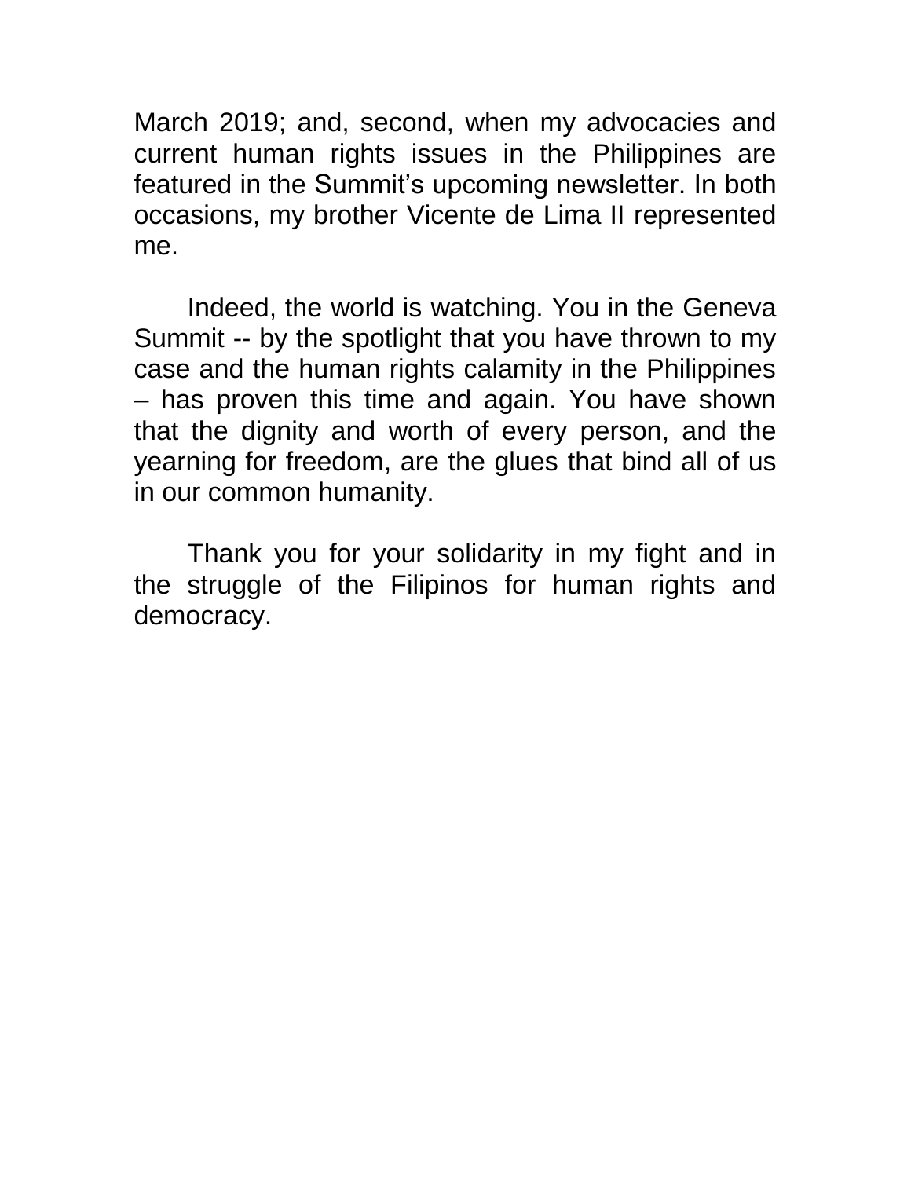March 2019; and, second, when my advocacies and current human rights issues in the Philippines are featured in the Summit's upcoming newsletter. In both occasions, my brother Vicente de Lima II represented me.

Indeed, the world is watching. You in the Geneva Summit -- by the spotlight that you have thrown to my case and the human rights calamity in the Philippines – has proven this time and again. You have shown that the dignity and worth of every person, and the yearning for freedom, are the glues that bind all of us in our common humanity.

Thank you for your solidarity in my fight and in the struggle of the Filipinos for human rights and democracy.